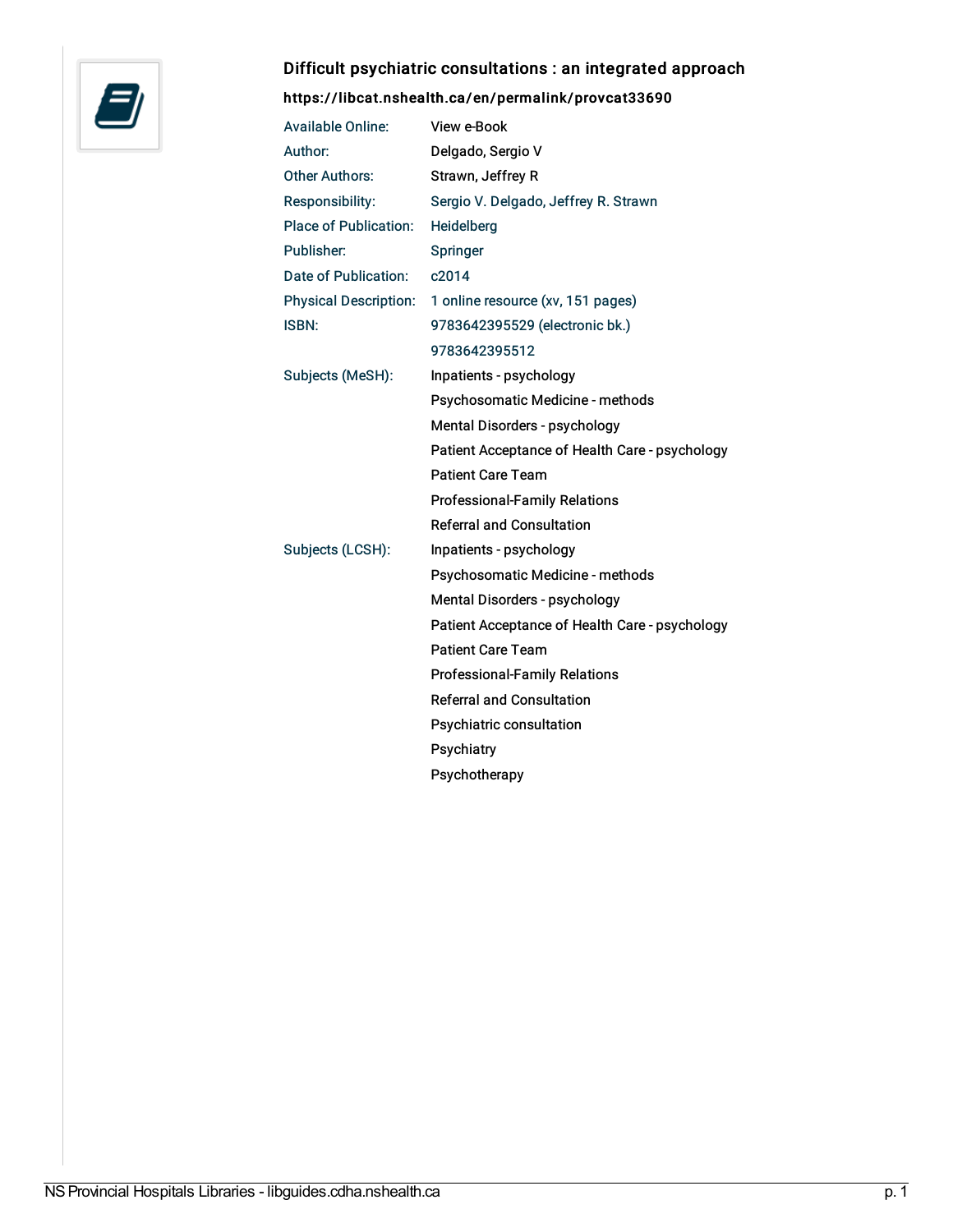## Difficult psychiatric consultations : an integrated approach

**https://libcat.nshealth.ca/en/permalink/provcat33690**

| | |
|---|---|
| Available Online: | View e-Book |
| Author: | Delgado, Sergio V |
| Other Authors: | Strawn, Jeffrey R |
| Responsibility: | Sergio V. Delgado, Jeffrey R. Strawn |
| Place of Publication: | Heidelberg |
| Publisher: | Springer |
| Date of Publication: | c2014 |
| Physical Description: | 1 online resource (xv, 151 pages) |
| ISBN: | 9783642395529 (electronic bk.) |
| | 9783642395512 |
| Subjects (MeSH): | Inpatients - psychology |
| | Psychosomatic Medicine - methods |
| | Mental Disorders - psychology |
| | Patient Acceptance of Health Care - psychology |
| | Patient Care Team |
| | Professional-Family Relations |
| | Referral and Consultation |
| Subjects (LCSH): | Inpatients - psychology |
| | Psychosomatic Medicine - methods |
| | Mental Disorders - psychology |
| | Patient Acceptance of Health Care - psychology |
| | Patient Care Team |
| | Professional-Family Relations |
| | Referral and Consultation |
| | Psychiatric consultation |
| | Psychiatry |
| | Psychotherapy |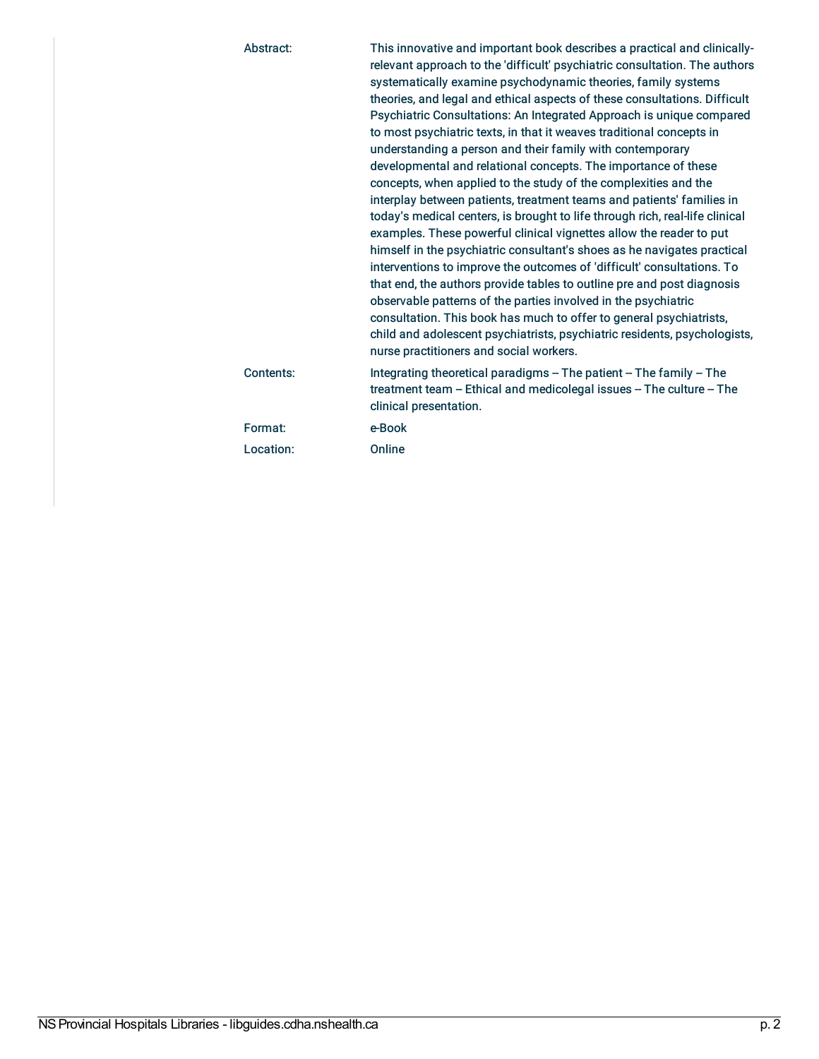| | |
|---|---|
| Abstract: | This innovative and important book describes a practical and clinically-relevant approach to the 'difficult' psychiatric consultation. The authors systematically examine psychodynamic theories, family systems theories, and legal and ethical aspects of these consultations. Difficult Psychiatric Consultations: An Integrated Approach is unique compared to most psychiatric texts, in that it weaves traditional concepts in understanding a person and their family with contemporary developmental and relational concepts. The importance of these concepts, when applied to the study of the complexities and the interplay between patients, treatment teams and patients' families in today's medical centers, is brought to life through rich, real-life clinical examples. These powerful clinical vignettes allow the reader to put himself in the psychiatric consultant's shoes as he navigates practical interventions to improve the outcomes of 'difficult' consultations. To that end, the authors provide tables to outline pre and post diagnosis observable patterns of the parties involved in the psychiatric consultation. This book has much to offer to general psychiatrists, child and adolescent psychiatrists, psychiatric residents, psychologists, nurse practitioners and social workers. |
| Contents: | Integrating theoretical paradigms -- The patient -- The family -- The treatment team -- Ethical and medicolegal issues -- The culture -- The clinical presentation. |
| Format: | e-Book |
| Location: | Online |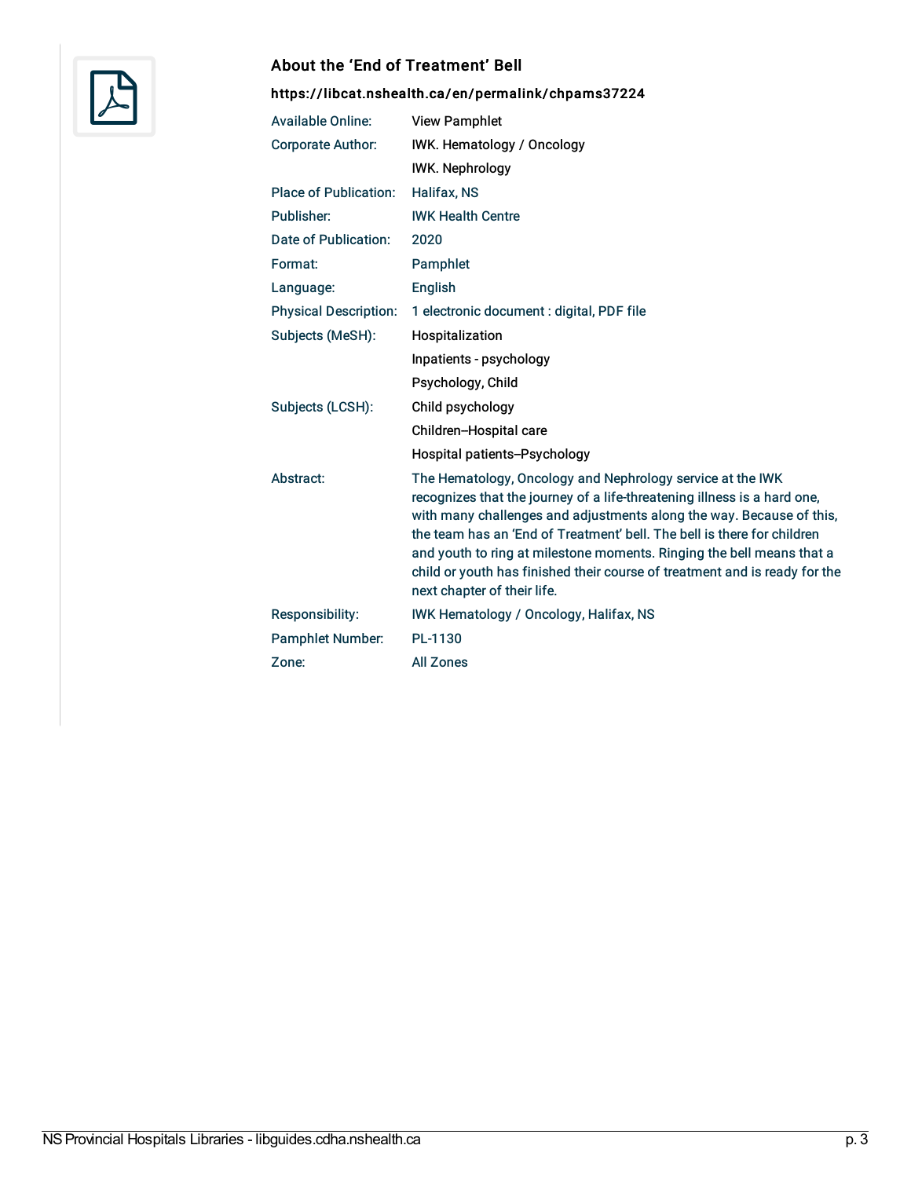## About the ‘End of Treatment’ Bell

**https://libcat.nshealth.ca/en/permalink/chpams37224**

| | |
|---|---|
| Available Online: | View Pamphlet |
| Corporate Author: | IWK. Hematology / Oncology |
| | IWK. Nephrology |
| Place of Publication: | Halifax, NS |
| Publisher: | IWK Health Centre |
| Date of Publication: | 2020 |
| Format: | Pamphlet |
| Language: | English |
| Physical Description: | 1 electronic document : digital, PDF file |
| Subjects (MeSH): | Hospitalization |
| | Inpatients - psychology |
| | Psychology, Child |
| Subjects (LCSH): | Child psychology |
| | Children--Hospital care |
| | Hospital patients--Psychology |
| Abstract: | The Hematology, Oncology and Nephrology service at the IWK recognizes that the journey of a life-threatening illness is a hard one, with many challenges and adjustments along the way. Because of this, the team has an ‘End of Treatment’ bell. The bell is there for children and youth to ring at milestone moments. Ringing the bell means that a child or youth has finished their course of treatment and is ready for the next chapter of their life. |
| Responsibility: | IWK Hematology / Oncology, Halifax, NS |
| Pamphlet Number: | PL-1130 |
| Zone: | All Zones |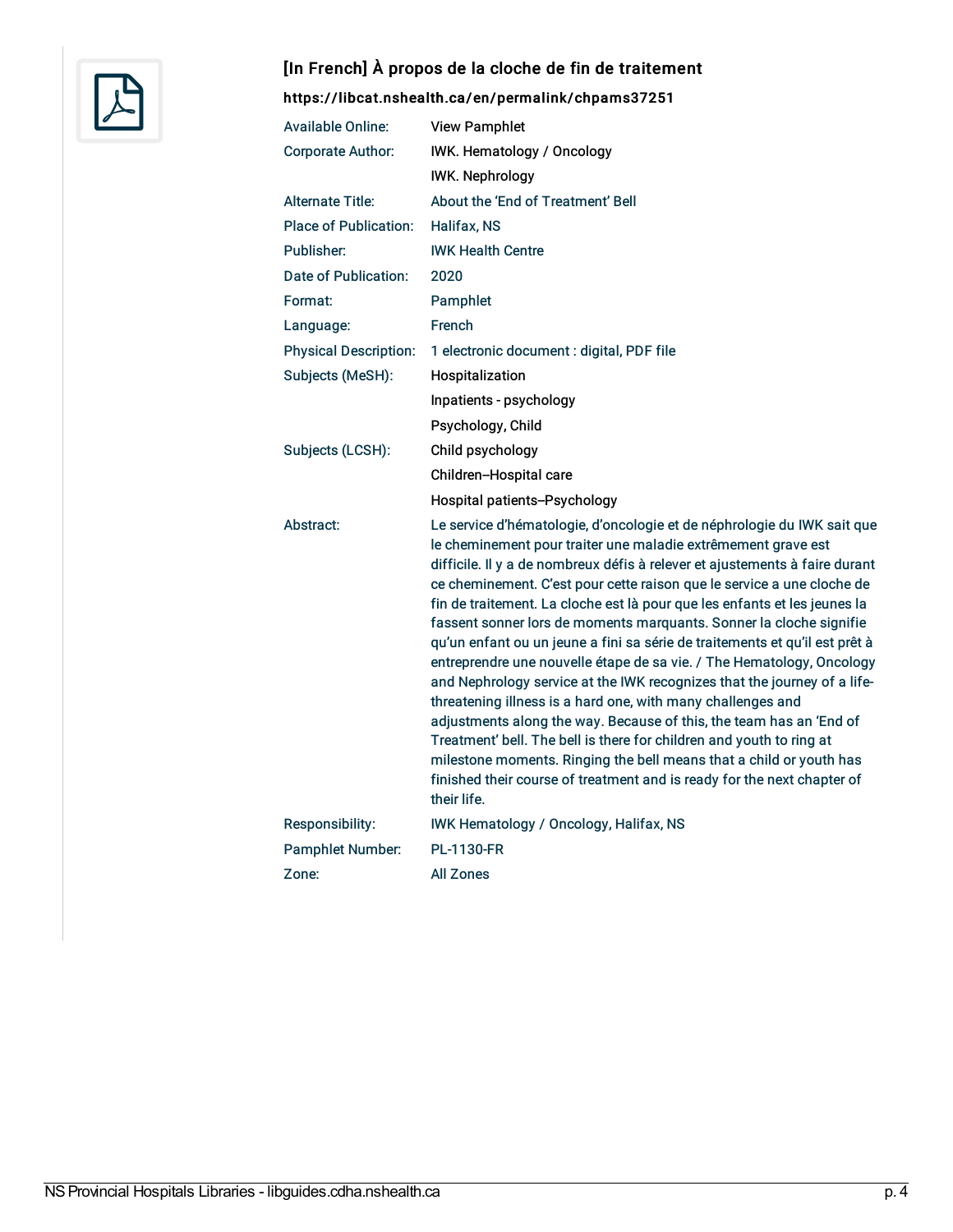### [In French] À propos de la cloche de fin de traitement

**https://libcat.nshealth.ca/en/permalink/chpams37251**

| | |
|---|---|
| Available Online: | View Pamphlet |
| Corporate Author: | IWK. Hematology / Oncology |
| | IWK. Nephrology |
| Alternate Title: | About the 'End of Treatment' Bell |
| Place of Publication: | Halifax, NS |
| Publisher: | IWK Health Centre |
| Date of Publication: | 2020 |
| Format: | Pamphlet |
| Language: | French |
| Physical Description: | 1 electronic document : digital, PDF file |
| Subjects (MeSH): | Hospitalization |
| | Inpatients - psychology |
| | Psychology, Child |
| Subjects (LCSH): | Child psychology |
| | Children--Hospital care |
| | Hospital patients--Psychology |
| Abstract: | Le service d'hématologie, d'oncologie et de néphrologie du IWK sait que le cheminement pour traiter une maladie extrêmement grave est difficile. Il y a de nombreux défis à relever et ajustements à faire durant ce cheminement. C'est pour cette raison que le service a une cloche de fin de traitement. La cloche est là pour que les enfants et les jeunes la fassent sonner lors de moments marquants. Sonner la cloche signifie qu'un enfant ou un jeune a fini sa série de traitements et qu'il est prêt à entreprendre une nouvelle étape de sa vie. / The Hematology, Oncology and Nephrology service at the IWK recognizes that the journey of a life-threatening illness is a hard one, with many challenges and adjustments along the way. Because of this, the team has an 'End of Treatment' bell. The bell is there for children and youth to ring at milestone moments. Ringing the bell means that a child or youth has finished their course of treatment and is ready for the next chapter of their life. |
| Responsibility: | IWK Hematology / Oncology, Halifax, NS |
| Pamphlet Number: | PL-1130-FR |
| Zone: | All Zones |